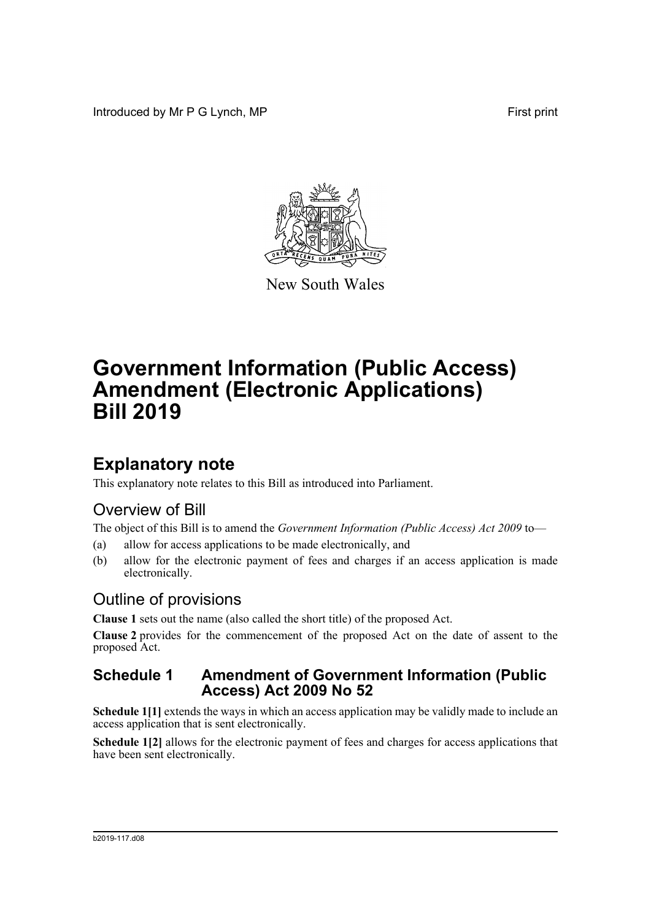Introduced by Mr P G Lynch, MP

First print

New South Wales

# Government Information (Public Access) Amendment (Electronic Applications) Bill 2019

## Explanatory note

This explanatory note relates to this Bill as introduced into Parliament.

### Overview of Bill

The object of this Bill is to amend the *Government Information (Public Access) Act 2009* to—

(a) allow for access applications to be made electronically, and

(b) allow for the electronic payment of fees and charges if an access application is made electronically.

### Outline of provisions

**Clause 1** sets out the name (also called the short title) of the proposed Act.

**Clause 2** provides for the commencement of the proposed Act on the date of assent to the proposed Act.

### Schedule 1 Amendment of Government Information (Public Access) Act 2009 No 52

**Schedule 1[1]** extends the ways in which an access application may be validly made to include an access application that is sent electronically.

**Schedule 1[2]** allows for the electronic payment of fees and charges for access applications that have been sent electronically.

b2019-117.d08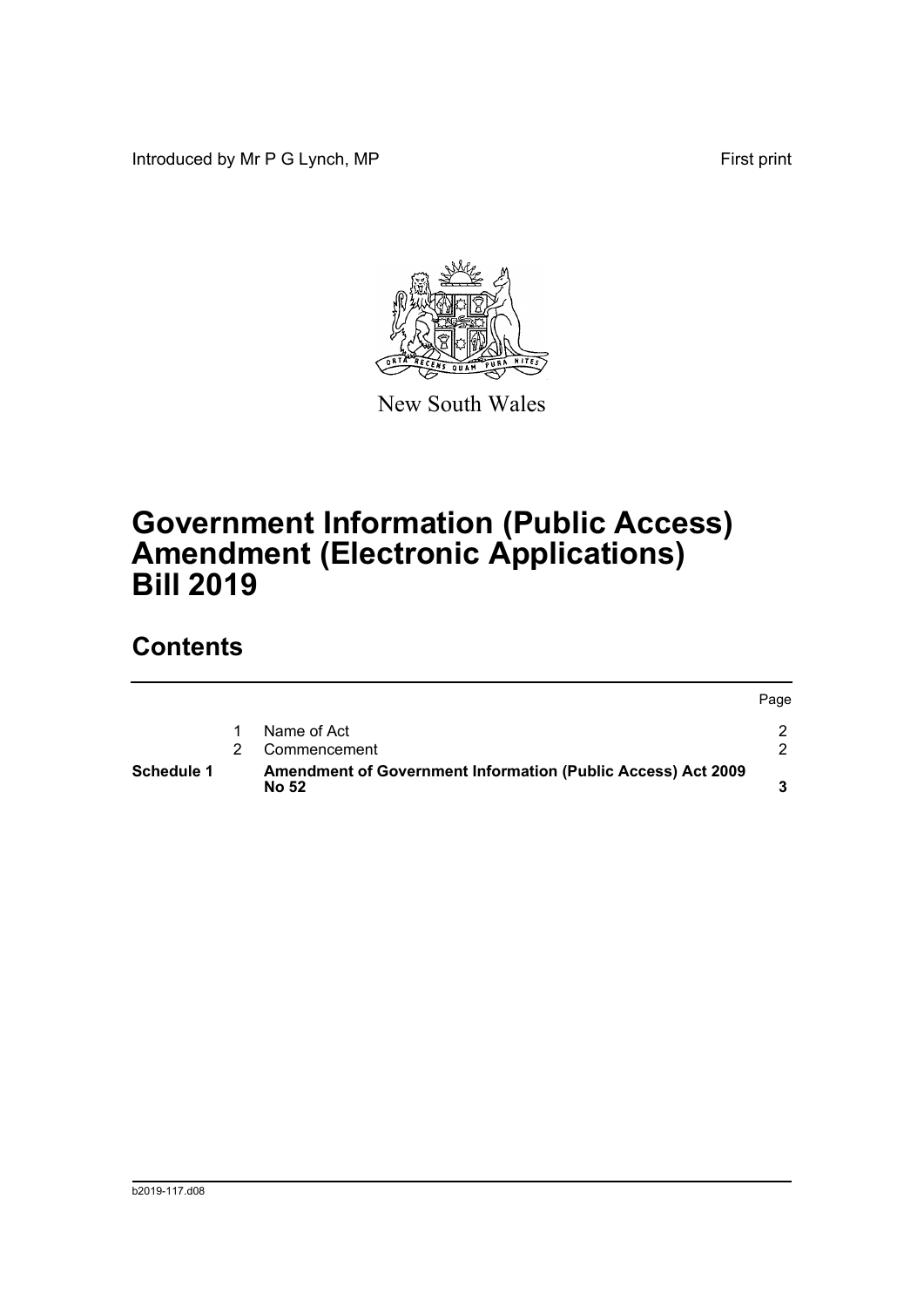Introduced by Mr P G Lynch, MP

First print

New South Wales

# Government Information (Public Access) Amendment (Electronic Applications) Bill 2019

## Contents

| | | | Page |
|---|---|---|---|
| | 1 | Name of Act | 2 |
| | 2 | Commencement | 2 |
| **Schedule 1** | | **Amendment of Government Information (Public Access) Act 2009 No 52** | **3** |

b2019-117.d08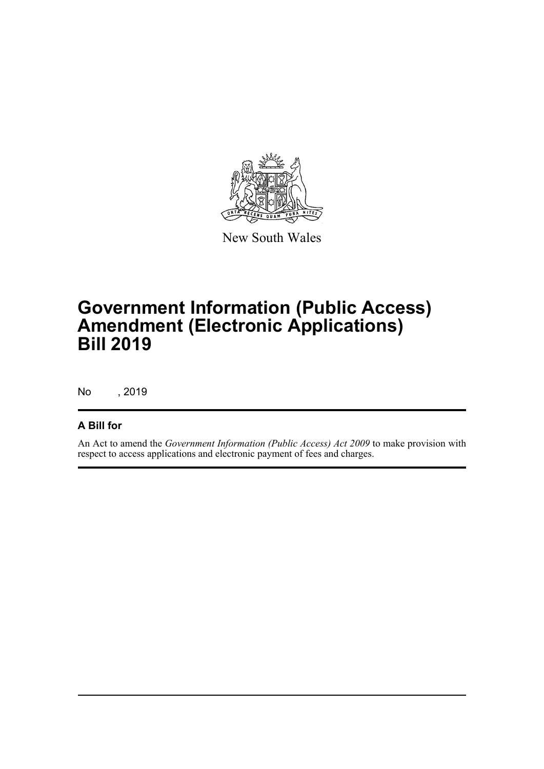New South Wales

# Government Information (Public Access) Amendment (Electronic Applications) Bill 2019

No , 2019

## A Bill for

An Act to amend the *Government Information (Public Access) Act 2009* to make provision with respect to access applications and electronic payment of fees and charges.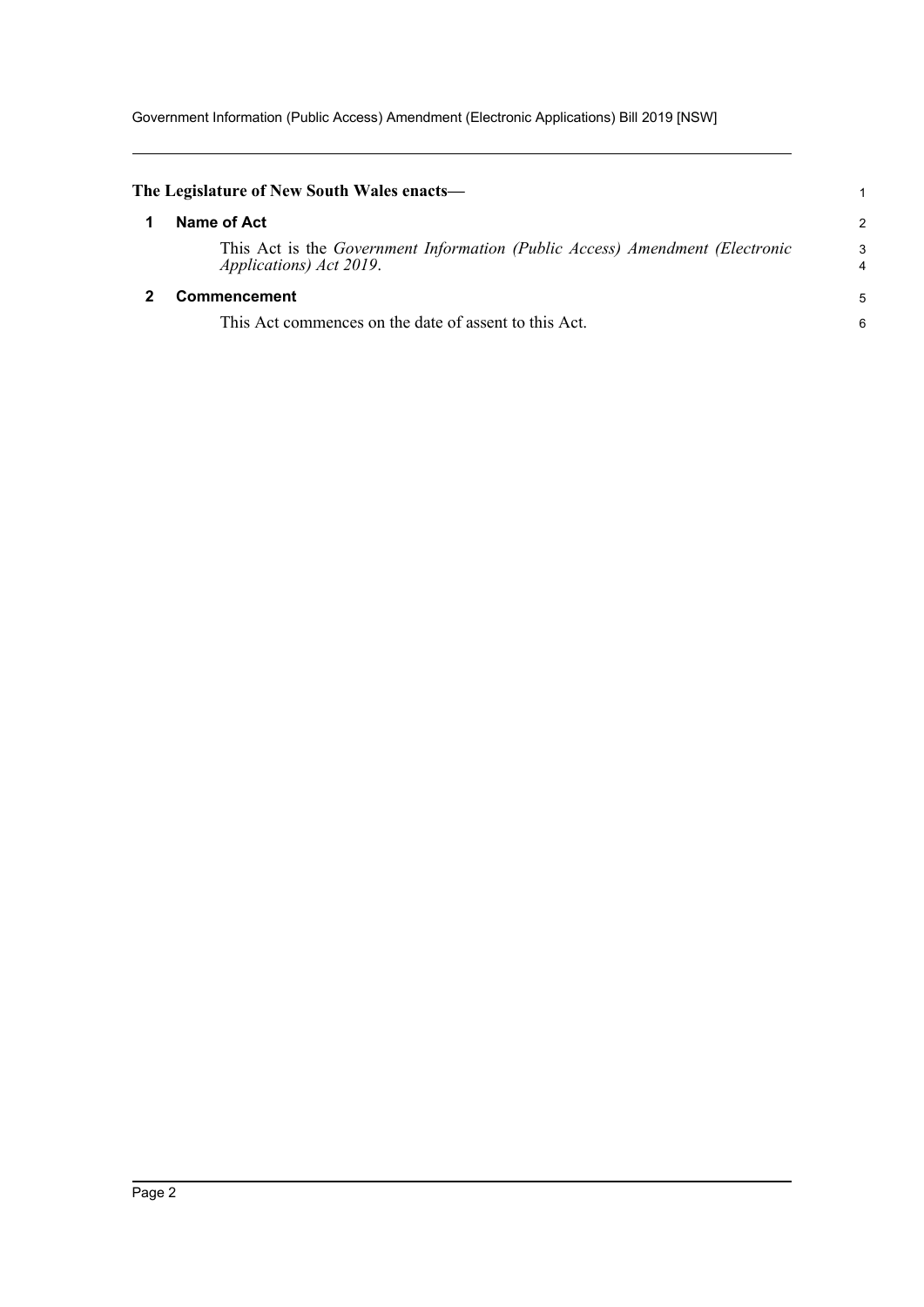**The Legislature of New South Wales enacts—**

## 1 Name of Act

This Act is the *Government Information (Public Access) Amendment (Electronic Applications) Act 2019*.

## 2 Commencement

This Act commences on the date of assent to this Act.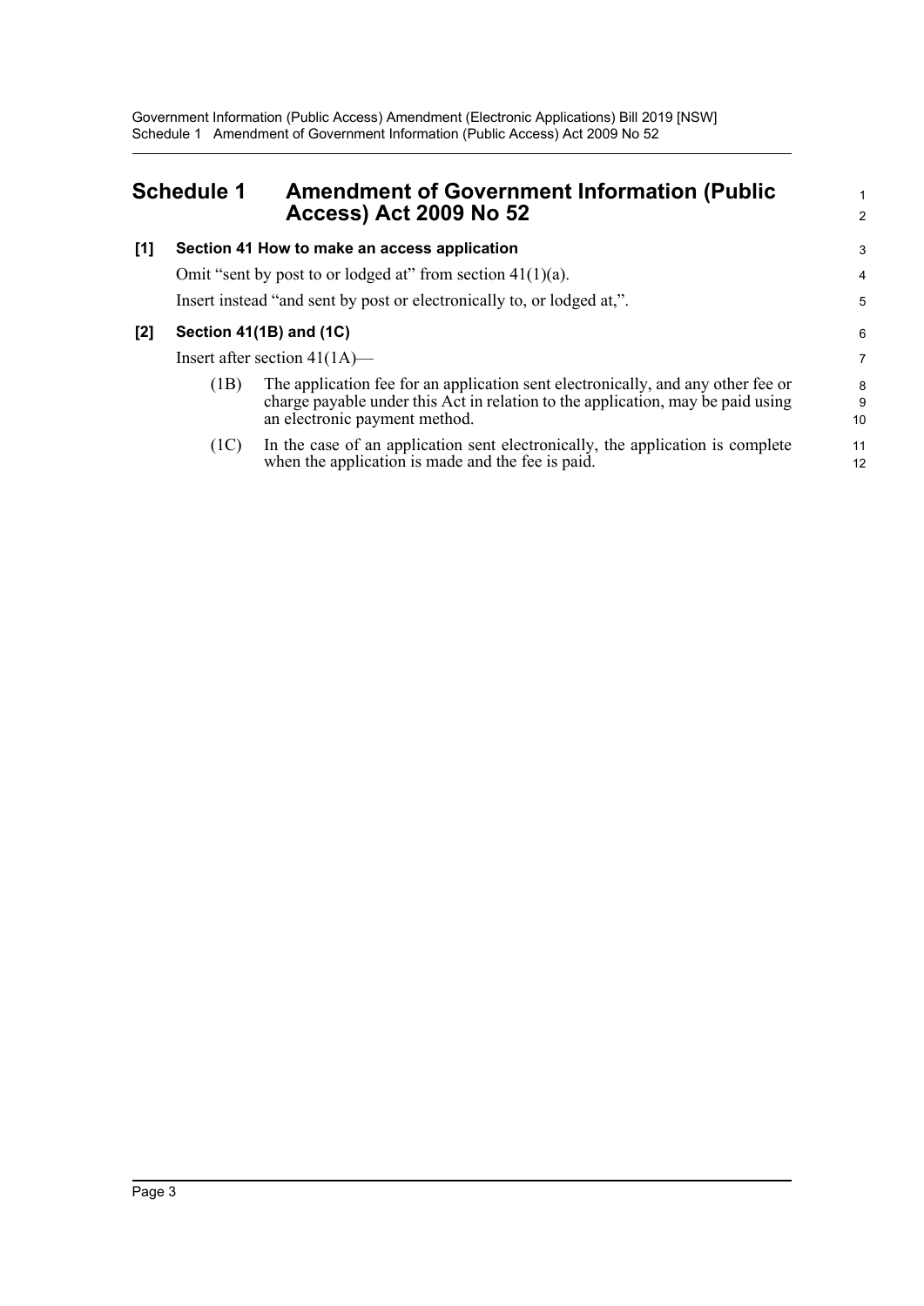# Schedule 1 Amendment of Government Information (Public Access) Act 2009 No 52

**[1] Section 41 How to make an access application**

Omit "sent by post to or lodged at" from section 41(1)(a).

Insert instead "and sent by post or electronically to, or lodged at,".

**[2] Section 41(1B) and (1C)**

Insert after section 41(1A)—

(1B) The application fee for an application sent electronically, and any other fee or charge payable under this Act in relation to the application, may be paid using an electronic payment method.

(1C) In the case of an application sent electronically, the application is complete when the application is made and the fee is paid.